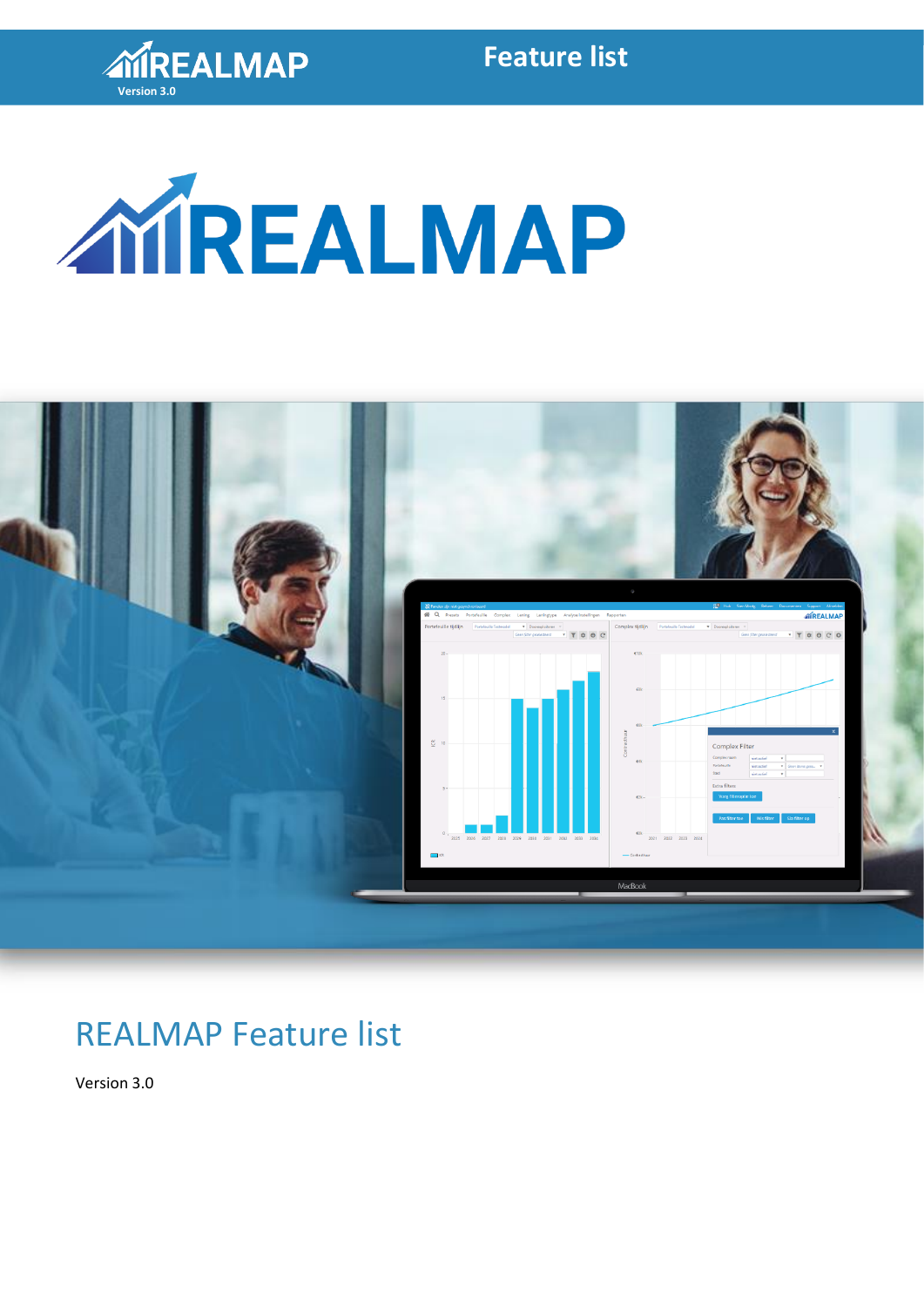REALMAP

Version 3.0

Feature list

REALMAP

# REALMAP Feature list

Version 3.0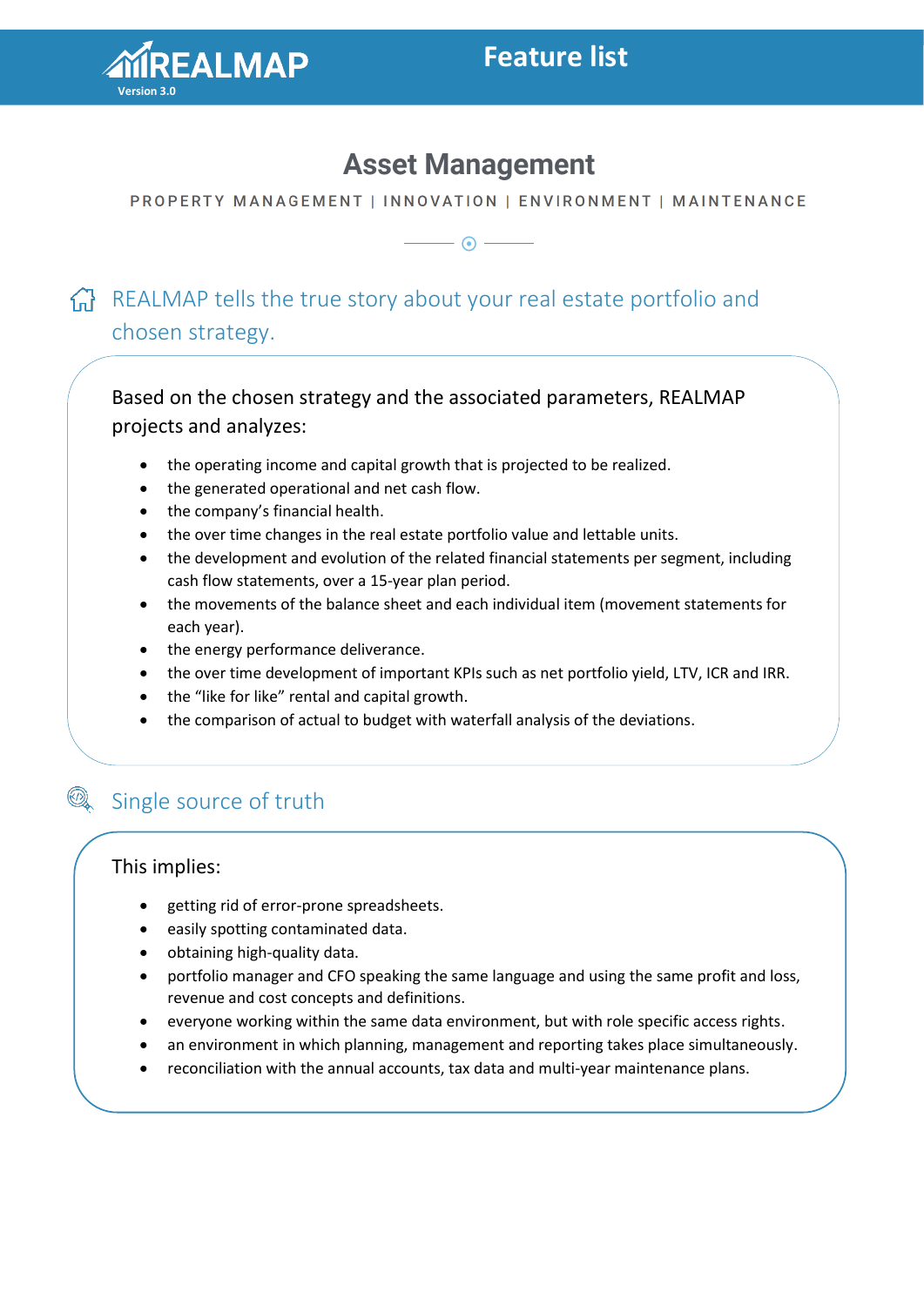# Asset Management

PROPERTY MANAGEMENT | INNOVATION | ENVIRONMENT | MAINTENANCE

## REALMAP tells the true story about your real estate portfolio and chosen strategy.

Based on the chosen strategy and the associated parameters, REALMAP projects and analyzes:

- the operating income and capital growth that is projected to be realized.
- the generated operational and net cash flow.
- the company's financial health.
- the over time changes in the real estate portfolio value and lettable units.
- the development and evolution of the related financial statements per segment, including cash flow statements, over a 15-year plan period.
- the movements of the balance sheet and each individual item (movement statements for each year).
- the energy performance deliverance.
- the over time development of important KPIs such as net portfolio yield, LTV, ICR and IRR.
- the "like for like" rental and capital growth.
- the comparison of actual to budget with waterfall analysis of the deviations.

## Single source of truth

This implies:

- getting rid of error-prone spreadsheets.
- easily spotting contaminated data.
- obtaining high-quality data.
- portfolio manager and CFO speaking the same language and using the same profit and loss, revenue and cost concepts and definitions.
- everyone working within the same data environment, but with role specific access rights.
- an environment in which planning, management and reporting takes place simultaneously.
- reconciliation with the annual accounts, tax data and multi-year maintenance plans.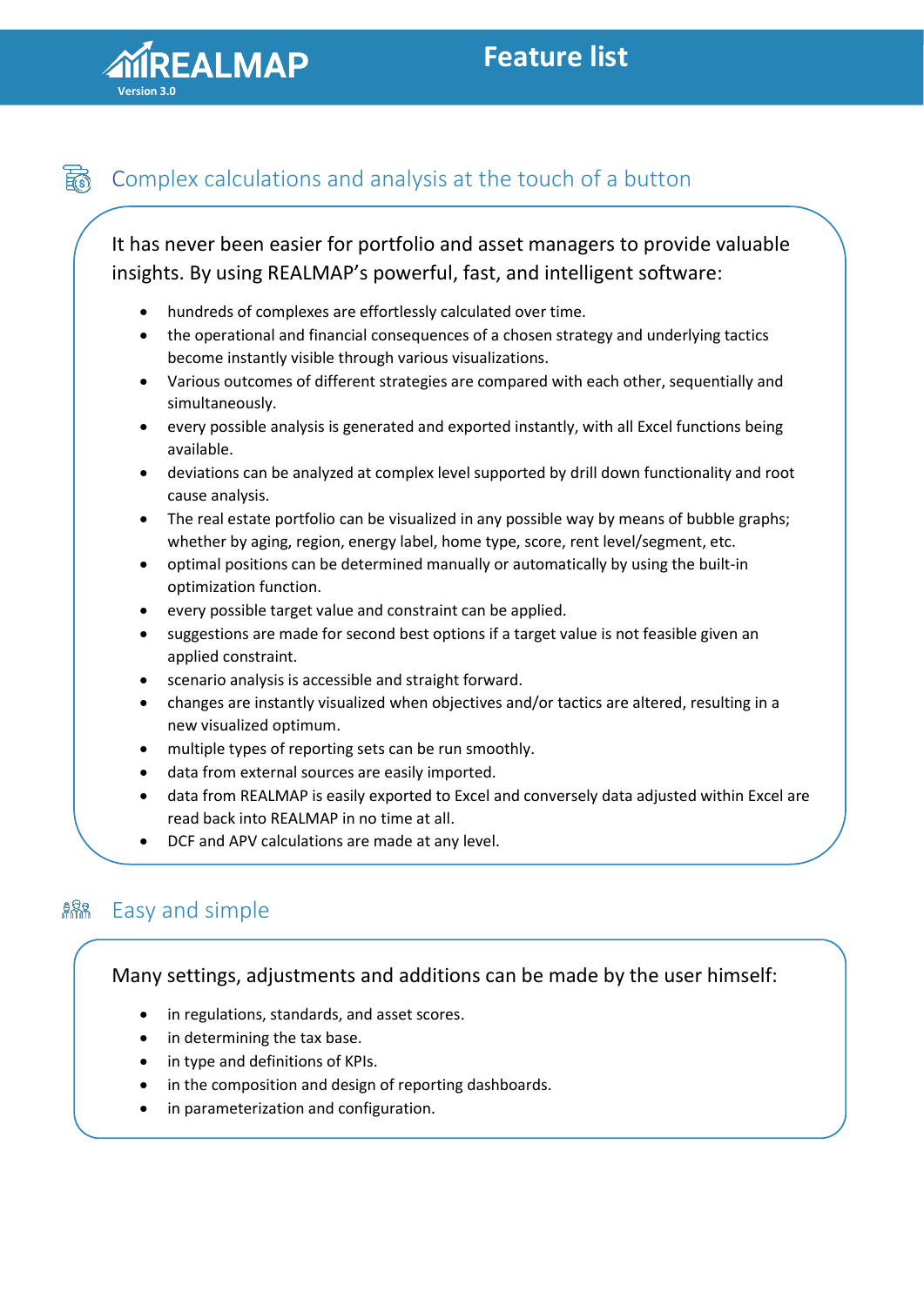# REALMAP Version 3.0 — Feature list

## Complex calculations and analysis at the touch of a button

It has never been easier for portfolio and asset managers to provide valuable insights. By using REALMAP's powerful, fast, and intelligent software:

- hundreds of complexes are effortlessly calculated over time.
- the operational and financial consequences of a chosen strategy and underlying tactics become instantly visible through various visualizations.
- Various outcomes of different strategies are compared with each other, sequentially and simultaneously.
- every possible analysis is generated and exported instantly, with all Excel functions being available.
- deviations can be analyzed at complex level supported by drill down functionality and root cause analysis.
- The real estate portfolio can be visualized in any possible way by means of bubble graphs; whether by aging, region, energy label, home type, score, rent level/segment, etc.
- optimal positions can be determined manually or automatically by using the built-in optimization function.
- every possible target value and constraint can be applied.
- suggestions are made for second best options if a target value is not feasible given an applied constraint.
- scenario analysis is accessible and straight forward.
- changes are instantly visualized when objectives and/or tactics are altered, resulting in a new visualized optimum.
- multiple types of reporting sets can be run smoothly.
- data from external sources are easily imported.
- data from REALMAP is easily exported to Excel and conversely data adjusted within Excel are read back into REALMAP in no time at all.
- DCF and APV calculations are made at any level.

## Easy and simple

Many settings, adjustments and additions can be made by the user himself:

- in regulations, standards, and asset scores.
- in determining the tax base.
- in type and definitions of KPIs.
- in the composition and design of reporting dashboards.
- in parameterization and configuration.